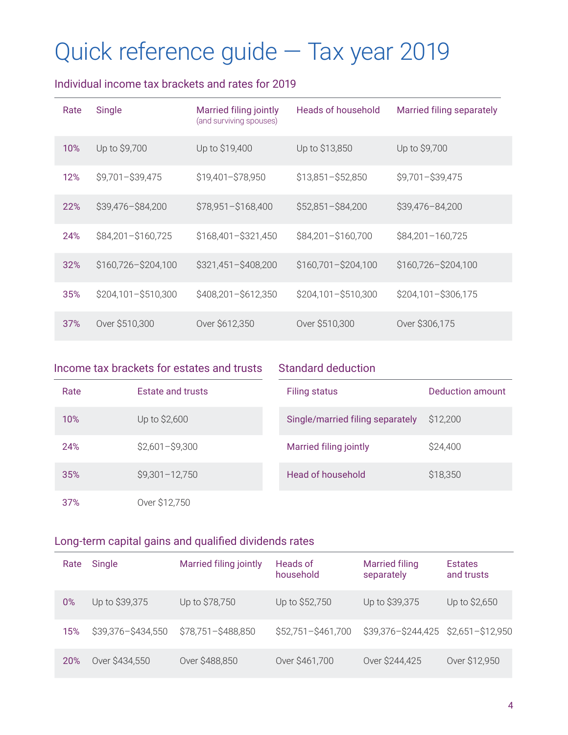# Quick reference guide — Tax year 2019

## Individual income tax brackets and rates for 2019

| Rate | Single | Married filing jointly (and surviving spouses) | Heads of household | Married filing separately |
|---|---|---|---|---|
| 10% | Up to $9,700 | Up to $19,400 | Up to $13,850 | Up to $9,700 |
| 12% | $9,701–$39,475 | $19,401–$78,950 | $13,851–$52,850 | $9,701–$39,475 |
| 22% | $39,476–$84,200 | $78,951–$168,400 | $52,851–$84,200 | $39,476–84,200 |
| 24% | $84,201–$160,725 | $168,401–$321,450 | $84,201–$160,700 | $84,201–160,725 |
| 32% | $160,726–$204,100 | $321,451–$408,200 | $160,701–$204,100 | $160,726–$204,100 |
| 35% | $204,101–$510,300 | $408,201–$612,350 | $204,101–$510,300 | $204,101–$306,175 |
| 37% | Over $510,300 | Over $612,350 | Over $510,300 | Over $306,175 |

## Income tax brackets for estates and trusts

| Rate | Estate and trusts |
|---|---|
| 10% | Up to $2,600 |
| 24% | $2,601–$9,300 |
| 35% | $9,301–12,750 |
| 37% | Over $12,750 |

## Standard deduction

| Filing status | Deduction amount |
|---|---|
| Single/married filing separately | $12,200 |
| Married filing jointly | $24,400 |
| Head of household | $18,350 |

## Long-term capital gains and qualified dividends rates

| Rate | Single | Married filing jointly | Heads of household | Married filing separately | Estates and trusts |
|---|---|---|---|---|---|
| 0% | Up to $39,375 | Up to $78,750 | Up to $52,750 | Up to $39,375 | Up to $2,650 |
| 15% | $39,376–$434,550 | $78,751–$488,850 | $52,751–$461,700 | $39,376–$244,425 | $2,651–$12,950 |
| 20% | Over $434,550 | Over $488,850 | Over $461,700 | Over $244,425 | Over $12,950 |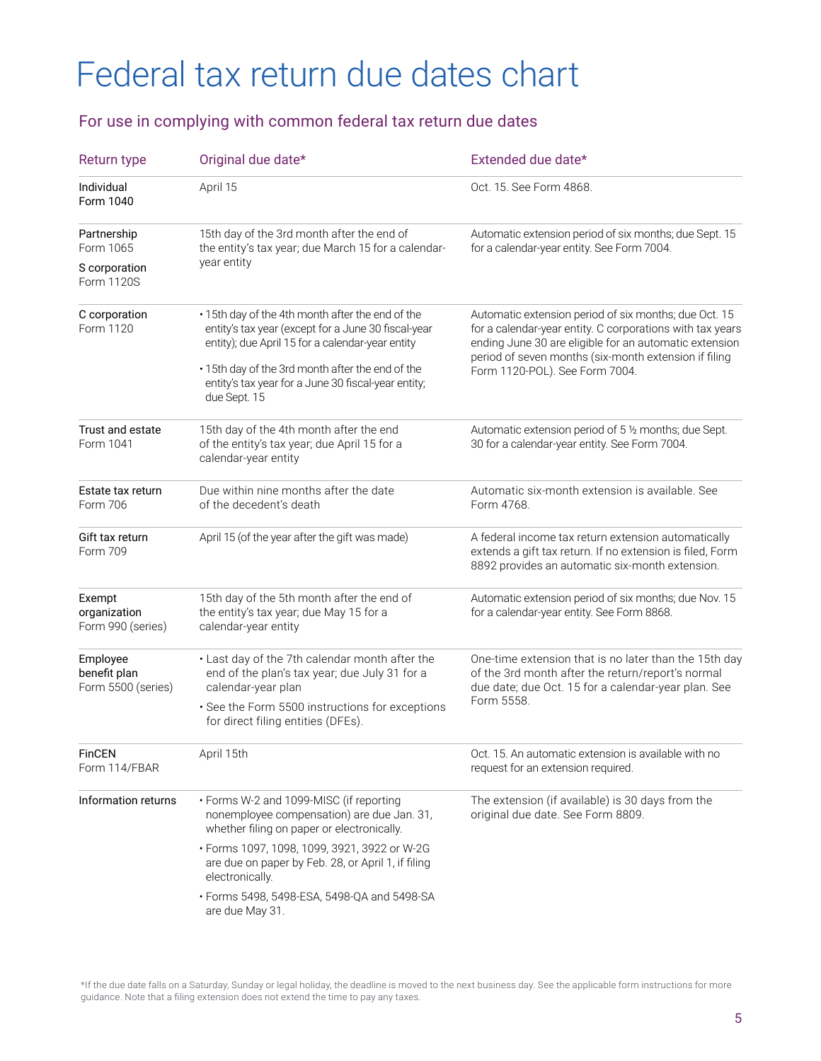# Federal tax return due dates chart

## For use in complying with common federal tax return due dates

| Return type | Original due date* | Extended due date* |
|---|---|---|
| Individual<br>Form 1040 | April 15 | Oct. 15. See Form 4868. |
| Partnership<br>Form 1065<br>S corporation<br>Form 1120S | 15th day of the 3rd month after the end of the entity's tax year; due March 15 for a calendar-year entity | Automatic extension period of six months; due Sept. 15 for a calendar-year entity. See Form 7004. |
| C corporation<br>Form 1120 | • 15th day of the 4th month after the end of the entity's tax year (except for a June 30 fiscal-year entity); due April 15 for a calendar-year entity<br>• 15th day of the 3rd month after the end of the entity's tax year for a June 30 fiscal-year entity; due Sept. 15 | Automatic extension period of six months; due Oct. 15 for a calendar-year entity. C corporations with tax years ending June 30 are eligible for an automatic extension period of seven months (six-month extension if filing Form 1120-POL). See Form 7004. |
| Trust and estate<br>Form 1041 | 15th day of the 4th month after the end of the entity's tax year; due April 15 for a calendar-year entity | Automatic extension period of 5 ½ months; due Sept. 30 for a calendar-year entity. See Form 7004. |
| Estate tax return<br>Form 706 | Due within nine months after the date of the decedent's death | Automatic six-month extension is available. See Form 4768. |
| Gift tax return<br>Form 709 | April 15 (of the year after the gift was made) | A federal income tax return extension automatically extends a gift tax return. If no extension is filed, Form 8892 provides an automatic six-month extension. |
| Exempt organization<br>Form 990 (series) | 15th day of the 5th month after the end of the entity's tax year; due May 15 for a calendar-year entity | Automatic extension period of six months; due Nov. 15 for a calendar-year entity. See Form 8868. |
| Employee benefit plan<br>Form 5500 (series) | • Last day of the 7th calendar month after the end of the plan's tax year; due July 31 for a calendar-year plan<br>• See the Form 5500 instructions for exceptions for direct filing entities (DFEs). | One-time extension that is no later than the 15th day of the 3rd month after the return/report's normal due date; due Oct. 15 for a calendar-year plan. See Form 5558. |
| FinCEN<br>Form 114/FBAR | April 15th | Oct. 15. An automatic extension is available with no request for an extension required. |
| Information returns | • Forms W-2 and 1099-MISC (if reporting nonemployee compensation) are due Jan. 31, whether filing on paper or electronically.<br>• Forms 1097, 1098, 1099, 3921, 3922 or W-2G are due on paper by Feb. 28, or April 1, if filing electronically.<br>• Forms 5498, 5498-ESA, 5498-QA and 5498-SA are due May 31. | The extension (if available) is 30 days from the original due date. See Form 8809. |

*If the due date falls on a Saturday, Sunday or legal holiday, the deadline is moved to the next business day. See the applicable form instructions for more guidance. Note that a filing extension does not extend the time to pay any taxes.